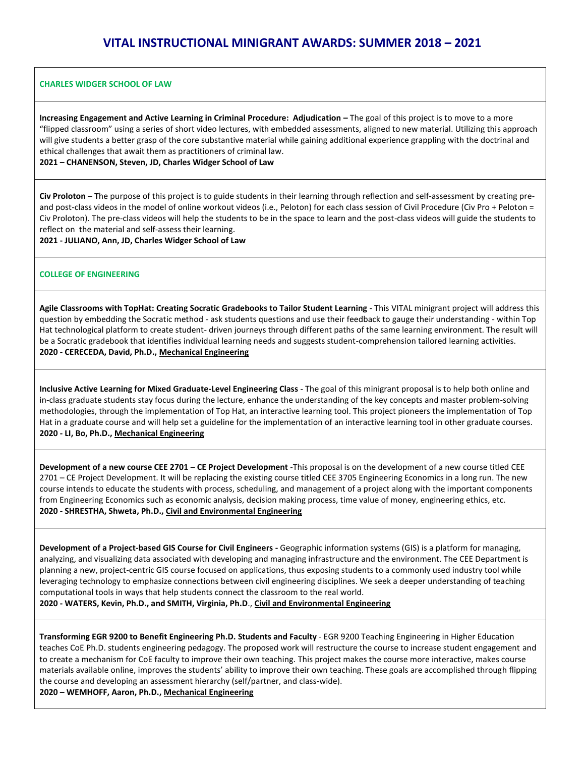# VITAL INSTRUCTIONAL MINIGRANT AWARDS: SUMMER 2018 – 2021

## CHARLES WIDGER SCHOOL OF LAW

**Increasing Engagement and Active Learning in Criminal Procedure: Adjudication –** The goal of this project is to move to a more "flipped classroom" using a series of short video lectures, with embedded assessments, aligned to new material. Utilizing this approach will give students a better grasp of the core substantive material while gaining additional experience grappling with the doctrinal and ethical challenges that await them as practitioners of criminal law.
**2021 – CHANENSON, Steven, JD, Charles Widger School of Law**

**Civ Proloton – T**he purpose of this project is to guide students in their learning through reflection and self-assessment by creating pre- and post-class videos in the model of online workout videos (i.e., Peloton) for each class session of Civil Procedure (Civ Pro + Peloton = Civ Proloton). The pre-class videos will help the students to be in the space to learn and the post-class videos will guide the students to reflect on the material and self-assess their learning.
**2021 - JULIANO, Ann, JD, Charles Widger School of Law**

## COLLEGE OF ENGINEERING

**Agile Classrooms with TopHat: Creating Socratic Gradebooks to Tailor Student Learning** - This VITAL minigrant project will address this question by embedding the Socratic method - ask students questions and use their feedback to gauge their understanding - within Top Hat technological platform to create student- driven journeys through different paths of the same learning environment. The result will be a Socratic gradebook that identifies individual learning needs and suggests student-comprehension tailored learning activities.
**2020 - CERECEDA, David, Ph.D., Mechanical Engineering**

**Inclusive Active Learning for Mixed Graduate-Level Engineering Class** - The goal of this minigrant proposal is to help both online and in-class graduate students stay focus during the lecture, enhance the understanding of the key concepts and master problem-solving methodologies, through the implementation of Top Hat, an interactive learning tool. This project pioneers the implementation of Top Hat in a graduate course and will help set a guideline for the implementation of an interactive learning tool in other graduate courses.
**2020 - LI, Bo, Ph.D., Mechanical Engineering**

**Development of a new course CEE 2701 – CE Project Development** -This proposal is on the development of a new course titled CEE 2701 – CE Project Development. It will be replacing the existing course titled CEE 3705 Engineering Economics in a long run. The new course intends to educate the students with process, scheduling, and management of a project along with the important components from Engineering Economics such as economic analysis, decision making process, time value of money, engineering ethics, etc.
**2020 - SHRESTHA, Shweta, Ph.D., Civil and Environmental Engineering**

**Development of a Project-based GIS Course for Civil Engineers -** Geographic information systems (GIS) is a platform for managing, analyzing, and visualizing data associated with developing and managing infrastructure and the environment. The CEE Department is planning a new, project-centric GIS course focused on applications, thus exposing students to a commonly used industry tool while leveraging technology to emphasize connections between civil engineering disciplines. We seek a deeper understanding of teaching computational tools in ways that help students connect the classroom to the real world.
**2020 - WATERS, Kevin, Ph.D., and SMITH, Virginia, Ph.D., Civil and Environmental Engineering**

**Transforming EGR 9200 to Benefit Engineering Ph.D. Students and Faculty** - EGR 9200 Teaching Engineering in Higher Education teaches CoE Ph.D. students engineering pedagogy. The proposed work will restructure the course to increase student engagement and to create a mechanism for CoE faculty to improve their own teaching. This project makes the course more interactive, makes course materials available online, improves the students' ability to improve their own teaching. These goals are accomplished through flipping the course and developing an assessment hierarchy (self/partner, and class-wide).
**2020 – WEMHOFF, Aaron, Ph.D., Mechanical Engineering**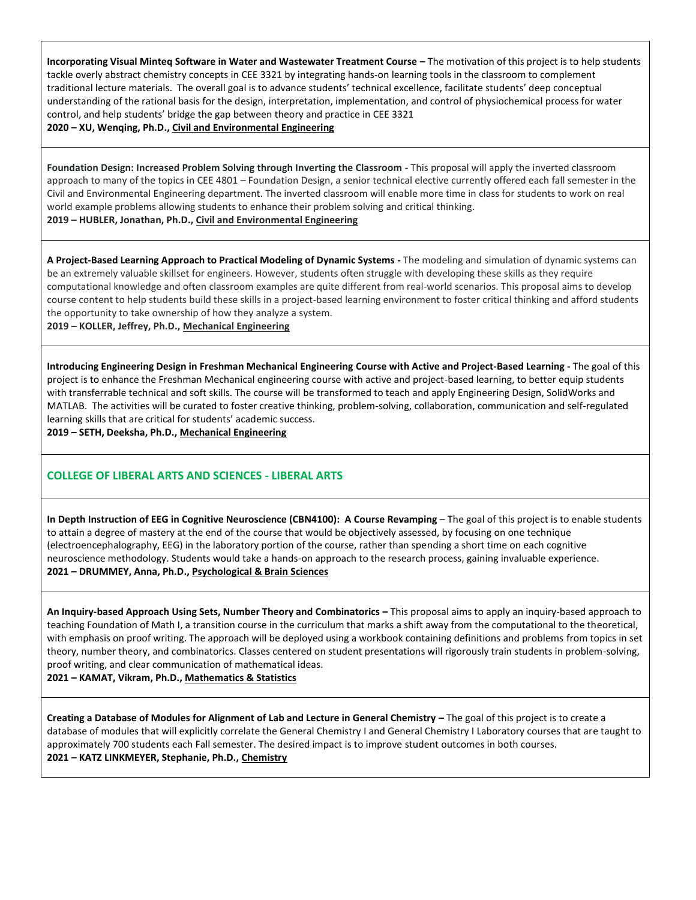**Incorporating Visual Minteq Software in Water and Wastewater Treatment Course –** The motivation of this project is to help students tackle overly abstract chemistry concepts in CEE 3321 by integrating hands-on learning tools in the classroom to complement traditional lecture materials. The overall goal is to advance students' technical excellence, facilitate students' deep conceptual understanding of the rational basis for the design, interpretation, implementation, and control of physiochemical process for water control, and help students' bridge the gap between theory and practice in CEE 3321

**2020 – XU, Wenqing, Ph.D., Civil and Environmental Engineering**

**Foundation Design: Increased Problem Solving through Inverting the Classroom -** This proposal will apply the inverted classroom approach to many of the topics in CEE 4801 – Foundation Design, a senior technical elective currently offered each fall semester in the Civil and Environmental Engineering department. The inverted classroom will enable more time in class for students to work on real world example problems allowing students to enhance their problem solving and critical thinking.

**2019 – HUBLER, Jonathan, Ph.D., Civil and Environmental Engineering**

**A Project-Based Learning Approach to Practical Modeling of Dynamic Systems -** The modeling and simulation of dynamic systems can be an extremely valuable skillset for engineers. However, students often struggle with developing these skills as they require computational knowledge and often classroom examples are quite different from real-world scenarios. This proposal aims to develop course content to help students build these skills in a project-based learning environment to foster critical thinking and afford students the opportunity to take ownership of how they analyze a system.

**2019 – KOLLER, Jeffrey, Ph.D., Mechanical Engineering**

**Introducing Engineering Design in Freshman Mechanical Engineering Course with Active and Project-Based Learning -** The goal of this project is to enhance the Freshman Mechanical engineering course with active and project-based learning, to better equip students with transferrable technical and soft skills. The course will be transformed to teach and apply Engineering Design, SolidWorks and MATLAB. The activities will be curated to foster creative thinking, problem-solving, collaboration, communication and self-regulated learning skills that are critical for students' academic success.

**2019 – SETH, Deeksha, Ph.D., Mechanical Engineering**

## COLLEGE OF LIBERAL ARTS AND SCIENCES - LIBERAL ARTS

**In Depth Instruction of EEG in Cognitive Neuroscience (CBN4100): A Course Revamping** – The goal of this project is to enable students to attain a degree of mastery at the end of the course that would be objectively assessed, by focusing on one technique (electroencephalography, EEG) in the laboratory portion of the course, rather than spending a short time on each cognitive neuroscience methodology. Students would take a hands-on approach to the research process, gaining invaluable experience.

**2021 – DRUMMEY, Anna, Ph.D., Psychological & Brain Sciences**

**An Inquiry-based Approach Using Sets, Number Theory and Combinatorics –** This proposal aims to apply an inquiry-based approach to teaching Foundation of Math I, a transition course in the curriculum that marks a shift away from the computational to the theoretical, with emphasis on proof writing. The approach will be deployed using a workbook containing definitions and problems from topics in set theory, number theory, and combinatorics. Classes centered on student presentations will rigorously train students in problem-solving, proof writing, and clear communication of mathematical ideas.

**2021 – KAMAT, Vikram, Ph.D., Mathematics & Statistics**

**Creating a Database of Modules for Alignment of Lab and Lecture in General Chemistry –** The goal of this project is to create a database of modules that will explicitly correlate the General Chemistry I and General Chemistry I Laboratory courses that are taught to approximately 700 students each Fall semester. The desired impact is to improve student outcomes in both courses.

**2021 – KATZ LINKMEYER, Stephanie, Ph.D., Chemistry**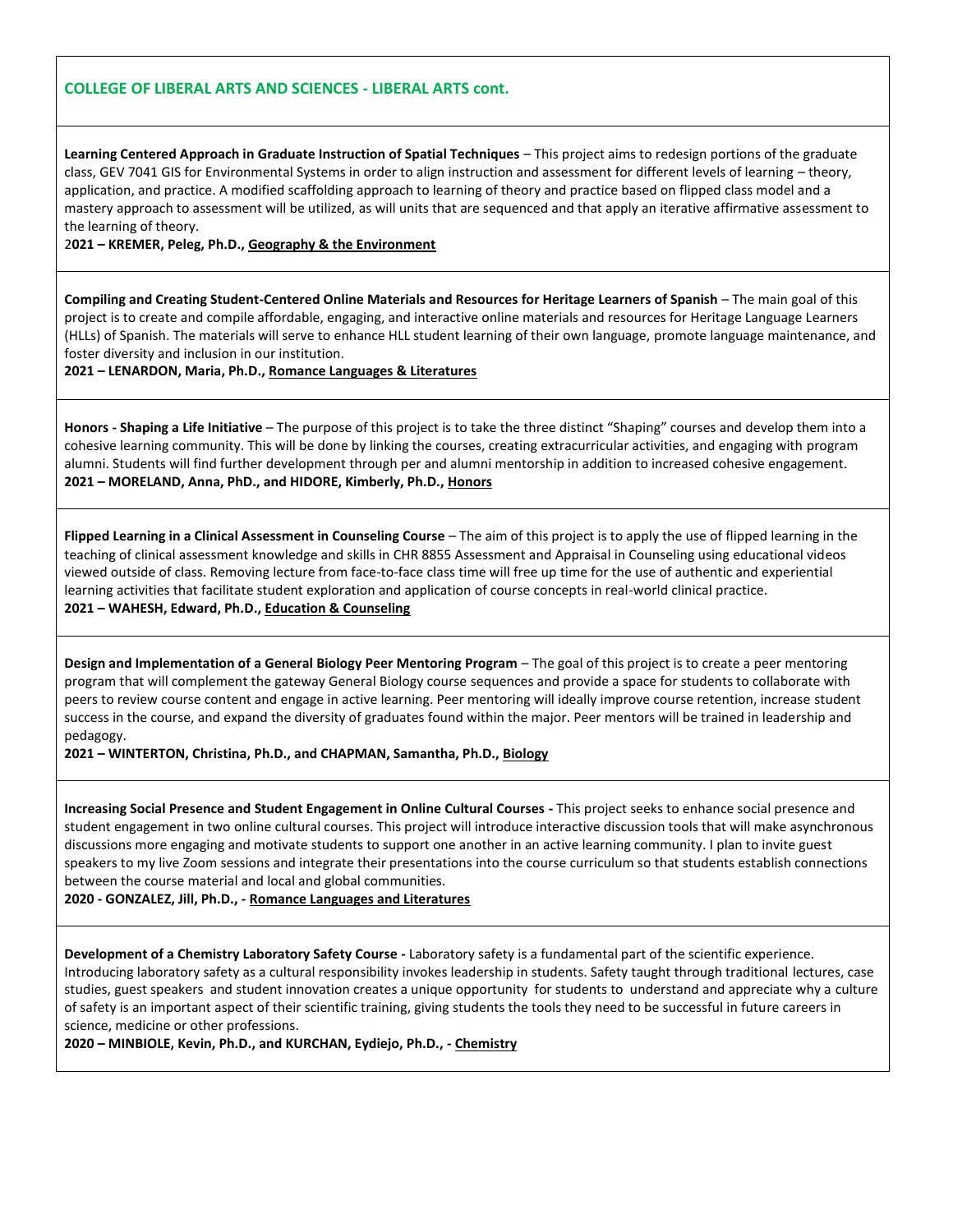## COLLEGE OF LIBERAL ARTS AND SCIENCES - LIBERAL ARTS cont.

**Learning Centered Approach in Graduate Instruction of Spatial Techniques** – This project aims to redesign portions of the graduate class, GEV 7041 GIS for Environmental Systems in order to align instruction and assessment for different levels of learning – theory, application, and practice. A modified scaffolding approach to learning of theory and practice based on flipped class model and a mastery approach to assessment will be utilized, as will units that are sequenced and that apply an iterative affirmative assessment to the learning of theory.
**2021 – KREMER, Peleg, Ph.D., Geography & the Environment**

**Compiling and Creating Student-Centered Online Materials and Resources for Heritage Learners of Spanish** – The main goal of this project is to create and compile affordable, engaging, and interactive online materials and resources for Heritage Language Learners (HLLs) of Spanish. The materials will serve to enhance HLL student learning of their own language, promote language maintenance, and foster diversity and inclusion in our institution.
**2021 – LENARDON, Maria, Ph.D., Romance Languages & Literatures**

**Honors - Shaping a Life Initiative** – The purpose of this project is to take the three distinct "Shaping" courses and develop them into a cohesive learning community. This will be done by linking the courses, creating extracurricular activities, and engaging with program alumni. Students will find further development through per and alumni mentorship in addition to increased cohesive engagement.
**2021 – MORELAND, Anna, PhD., and HIDORE, Kimberly, Ph.D., Honors**

**Flipped Learning in a Clinical Assessment in Counseling Course** – The aim of this project is to apply the use of flipped learning in the teaching of clinical assessment knowledge and skills in CHR 8855 Assessment and Appraisal in Counseling using educational videos viewed outside of class. Removing lecture from face-to-face class time will free up time for the use of authentic and experiential learning activities that facilitate student exploration and application of course concepts in real-world clinical practice.
**2021 – WAHESH, Edward, Ph.D., Education & Counseling**

**Design and Implementation of a General Biology Peer Mentoring Program** – The goal of this project is to create a peer mentoring program that will complement the gateway General Biology course sequences and provide a space for students to collaborate with peers to review course content and engage in active learning. Peer mentoring will ideally improve course retention, increase student success in the course, and expand the diversity of graduates found within the major. Peer mentors will be trained in leadership and pedagogy.
**2021 – WINTERTON, Christina, Ph.D., and CHAPMAN, Samantha, Ph.D., Biology**

**Increasing Social Presence and Student Engagement in Online Cultural Courses -** This project seeks to enhance social presence and student engagement in two online cultural courses. This project will introduce interactive discussion tools that will make asynchronous discussions more engaging and motivate students to support one another in an active learning community. I plan to invite guest speakers to my live Zoom sessions and integrate their presentations into the course curriculum so that students establish connections between the course material and local and global communities.
**2020 - GONZALEZ, Jill, Ph.D., - Romance Languages and Literatures**

**Development of a Chemistry Laboratory Safety Course -** Laboratory safety is a fundamental part of the scientific experience. Introducing laboratory safety as a cultural responsibility invokes leadership in students. Safety taught through traditional lectures, case studies, guest speakers and student innovation creates a unique opportunity for students to understand and appreciate why a culture of safety is an important aspect of their scientific training, giving students the tools they need to be successful in future careers in science, medicine or other professions.
**2020 – MINBIOLE, Kevin, Ph.D., and KURCHAN, Eydiejo, Ph.D., - Chemistry**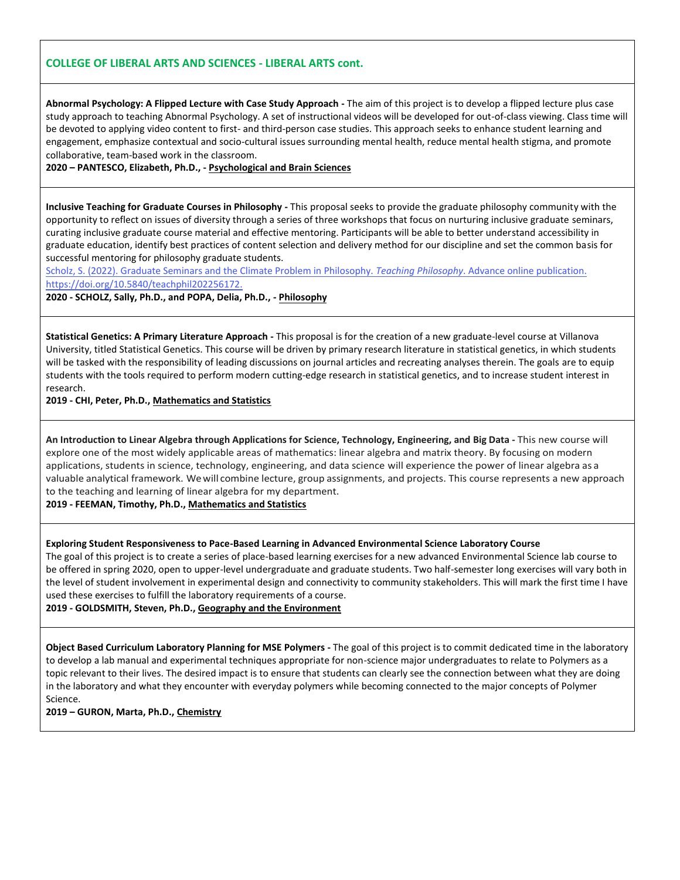## COLLEGE OF LIBERAL ARTS AND SCIENCES - LIBERAL ARTS cont.

**Abnormal Psychology: A Flipped Lecture with Case Study Approach -** The aim of this project is to develop a flipped lecture plus case study approach to teaching Abnormal Psychology. A set of instructional videos will be developed for out-of-class viewing. Class time will be devoted to applying video content to first- and third-person case studies. This approach seeks to enhance student learning and engagement, emphasize contextual and socio-cultural issues surrounding mental health, reduce mental health stigma, and promote collaborative, team-based work in the classroom.

**2020 – PANTESCO, Elizabeth, Ph.D., - Psychological and Brain Sciences**

**Inclusive Teaching for Graduate Courses in Philosophy -** This proposal seeks to provide the graduate philosophy community with the opportunity to reflect on issues of diversity through a series of three workshops that focus on nurturing inclusive graduate seminars, curating inclusive graduate course material and effective mentoring. Participants will be able to better understand accessibility in graduate education, identify best practices of content selection and delivery method for our discipline and set the common basis for successful mentoring for philosophy graduate students.

Scholz, S. (2022). Graduate Seminars and the Climate Problem in Philosophy. *Teaching Philosophy*. Advance online publication. https://doi.org/10.5840/teachphil202256172.

**2020 - SCHOLZ, Sally, Ph.D., and POPA, Delia, Ph.D., - Philosophy**

**Statistical Genetics: A Primary Literature Approach -** This proposal is for the creation of a new graduate-level course at Villanova University, titled Statistical Genetics. This course will be driven by primary research literature in statistical genetics, in which students will be tasked with the responsibility of leading discussions on journal articles and recreating analyses therein. The goals are to equip students with the tools required to perform modern cutting-edge research in statistical genetics, and to increase student interest in research.

**2019 - CHI, Peter, Ph.D., Mathematics and Statistics**

**An Introduction to Linear Algebra through Applications for Science, Technology, Engineering, and Big Data -** This new course will explore one of the most widely applicable areas of mathematics: linear algebra and matrix theory. By focusing on modern applications, students in science, technology, engineering, and data science will experience the power of linear algebra as a valuable analytical framework. We will combine lecture, group assignments, and projects. This course represents a new approach to the teaching and learning of linear algebra for my department.

**2019 - FEEMAN, Timothy, Ph.D., Mathematics and Statistics**

**Exploring Student Responsiveness to Pace-Based Learning in Advanced Environmental Science Laboratory Course**

The goal of this project is to create a series of place-based learning exercises for a new advanced Environmental Science lab course to be offered in spring 2020, open to upper-level undergraduate and graduate students. Two half-semester long exercises will vary both in the level of student involvement in experimental design and connectivity to community stakeholders. This will mark the first time I have used these exercises to fulfill the laboratory requirements of a course.

**2019 - GOLDSMITH, Steven, Ph.D., Geography and the Environment**

**Object Based Curriculum Laboratory Planning for MSE Polymers -** The goal of this project is to commit dedicated time in the laboratory to develop a lab manual and experimental techniques appropriate for non-science major undergraduates to relate to Polymers as a topic relevant to their lives. The desired impact is to ensure that students can clearly see the connection between what they are doing in the laboratory and what they encounter with everyday polymers while becoming connected to the major concepts of Polymer Science.

**2019 – GURON, Marta, Ph.D., Chemistry**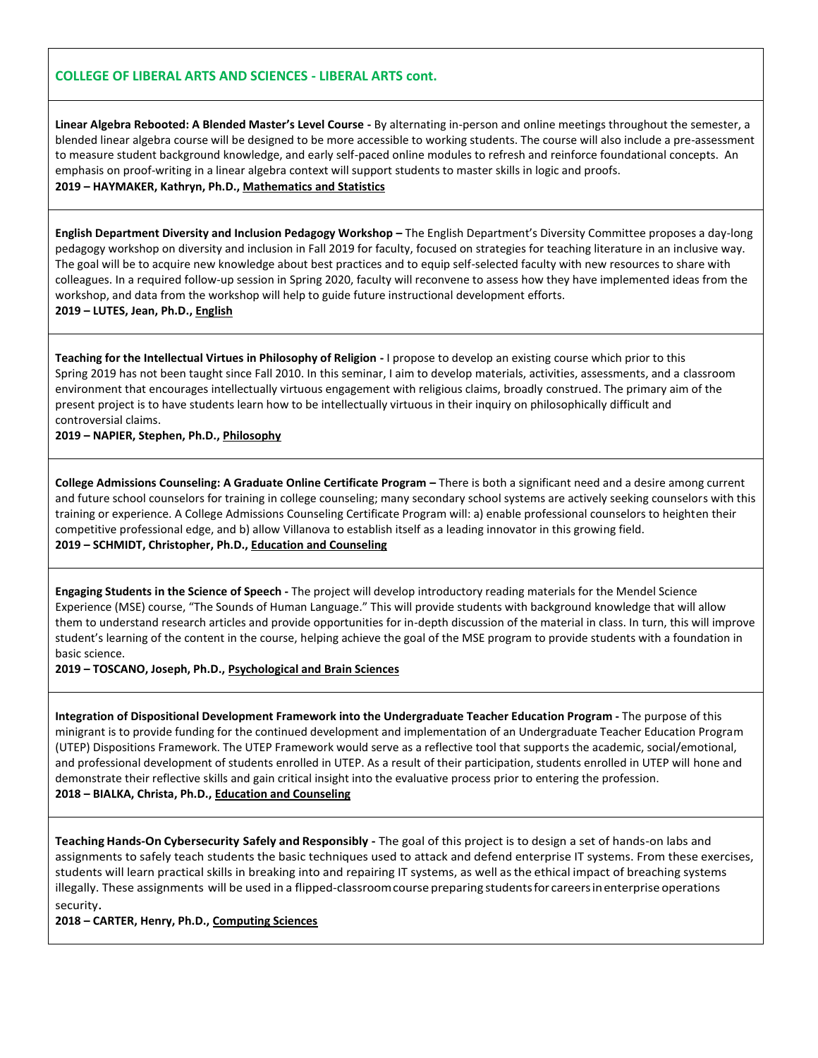## COLLEGE OF LIBERAL ARTS AND SCIENCES - LIBERAL ARTS cont.

**Linear Algebra Rebooted: A Blended Master's Level Course -** By alternating in-person and online meetings throughout the semester, a blended linear algebra course will be designed to be more accessible to working students. The course will also include a pre-assessment to measure student background knowledge, and early self-paced online modules to refresh and reinforce foundational concepts. An emphasis on proof-writing in a linear algebra context will support students to master skills in logic and proofs.
**2019 – HAYMAKER, Kathryn, Ph.D., Mathematics and Statistics**

**English Department Diversity and Inclusion Pedagogy Workshop –** The English Department's Diversity Committee proposes a day-long pedagogy workshop on diversity and inclusion in Fall 2019 for faculty, focused on strategies for teaching literature in an inclusive way. The goal will be to acquire new knowledge about best practices and to equip self-selected faculty with new resources to share with colleagues. In a required follow-up session in Spring 2020, faculty will reconvene to assess how they have implemented ideas from the workshop, and data from the workshop will help to guide future instructional development efforts.
**2019 – LUTES, Jean, Ph.D., English**

**Teaching for the Intellectual Virtues in Philosophy of Religion -** I propose to develop an existing course which prior to this Spring 2019 has not been taught since Fall 2010. In this seminar, I aim to develop materials, activities, assessments, and a classroom environment that encourages intellectually virtuous engagement with religious claims, broadly construed. The primary aim of the present project is to have students learn how to be intellectually virtuous in their inquiry on philosophically difficult and controversial claims.
**2019 – NAPIER, Stephen, Ph.D., Philosophy**

**College Admissions Counseling: A Graduate Online Certificate Program –** There is both a significant need and a desire among current and future school counselors for training in college counseling; many secondary school systems are actively seeking counselors with this training or experience. A College Admissions Counseling Certificate Program will: a) enable professional counselors to heighten their competitive professional edge, and b) allow Villanova to establish itself as a leading innovator in this growing field.
**2019 – SCHMIDT, Christopher, Ph.D., Education and Counseling**

**Engaging Students in the Science of Speech -** The project will develop introductory reading materials for the Mendel Science Experience (MSE) course, "The Sounds of Human Language." This will provide students with background knowledge that will allow them to understand research articles and provide opportunities for in-depth discussion of the material in class. In turn, this will improve student's learning of the content in the course, helping achieve the goal of the MSE program to provide students with a foundation in basic science.
**2019 – TOSCANO, Joseph, Ph.D., Psychological and Brain Sciences**

**Integration of Dispositional Development Framework into the Undergraduate Teacher Education Program -** The purpose of this minigrant is to provide funding for the continued development and implementation of an Undergraduate Teacher Education Program (UTEP) Dispositions Framework. The UTEP Framework would serve as a reflective tool that supports the academic, social/emotional, and professional development of students enrolled in UTEP. As a result of their participation, students enrolled in UTEP will hone and demonstrate their reflective skills and gain critical insight into the evaluative process prior to entering the profession.
**2018 – BIALKA, Christa, Ph.D., Education and Counseling**

**Teaching Hands-On Cybersecurity Safely and Responsibly -** The goal of this project is to design a set of hands-on labs and assignments to safely teach students the basic techniques used to attack and defend enterprise IT systems. From these exercises, students will learn practical skills in breaking into and repairing IT systems, as well as the ethical impact of breaching systems illegally. These assignments will be used in a flipped-classroom course preparing students for careers in enterprise operations security.
**2018 – CARTER, Henry, Ph.D., Computing Sciences**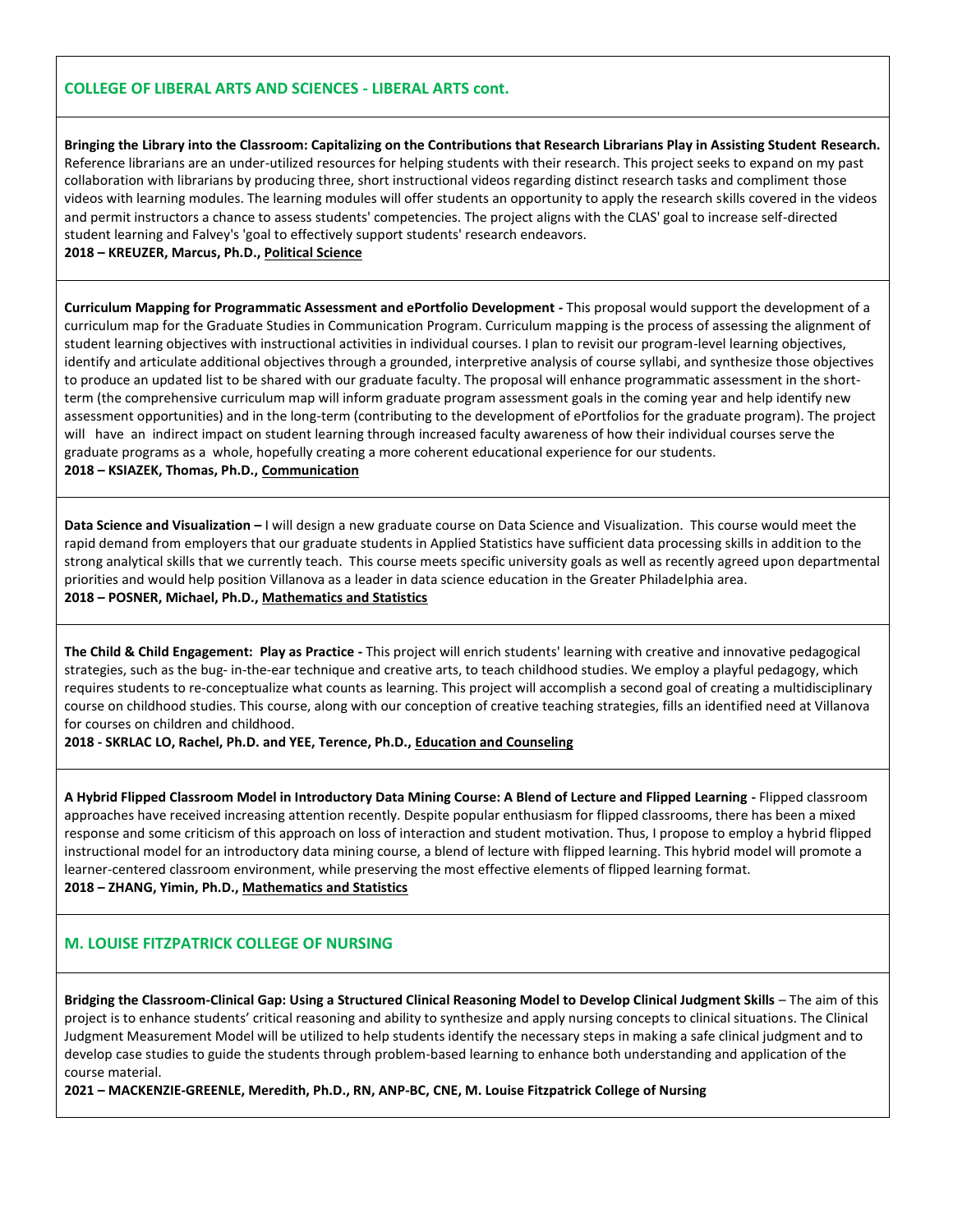## COLLEGE OF LIBERAL ARTS AND SCIENCES - LIBERAL ARTS cont.

**Bringing the Library into the Classroom: Capitalizing on the Contributions that Research Librarians Play in Assisting Student Research.** Reference librarians are an under-utilized resources for helping students with their research. This project seeks to expand on my past collaboration with librarians by producing three, short instructional videos regarding distinct research tasks and compliment those videos with learning modules. The learning modules will offer students an opportunity to apply the research skills covered in the videos and permit instructors a chance to assess students' competencies. The project aligns with the CLAS' goal to increase self-directed student learning and Falvey's 'goal to effectively support students' research endeavors.
**2018 – KREUZER, Marcus, Ph.D., Political Science**

**Curriculum Mapping for Programmatic Assessment and ePortfolio Development -** This proposal would support the development of a curriculum map for the Graduate Studies in Communication Program. Curriculum mapping is the process of assessing the alignment of student learning objectives with instructional activities in individual courses. I plan to revisit our program-level learning objectives, identify and articulate additional objectives through a grounded, interpretive analysis of course syllabi, and synthesize those objectives to produce an updated list to be shared with our graduate faculty. The proposal will enhance programmatic assessment in the short-term (the comprehensive curriculum map will inform graduate program assessment goals in the coming year and help identify new assessment opportunities) and in the long-term (contributing to the development of ePortfolios for the graduate program). The project will have an indirect impact on student learning through increased faculty awareness of how their individual courses serve the graduate programs as a whole, hopefully creating a more coherent educational experience for our students.
**2018 – KSIAZEK, Thomas, Ph.D., Communication**

**Data Science and Visualization –** I will design a new graduate course on Data Science and Visualization. This course would meet the rapid demand from employers that our graduate students in Applied Statistics have sufficient data processing skills in addition to the strong analytical skills that we currently teach. This course meets specific university goals as well as recently agreed upon departmental priorities and would help position Villanova as a leader in data science education in the Greater Philadelphia area.
**2018 – POSNER, Michael, Ph.D., Mathematics and Statistics**

**The Child & Child Engagement: Play as Practice -** This project will enrich students' learning with creative and innovative pedagogical strategies, such as the bug- in-the-ear technique and creative arts, to teach childhood studies. We employ a playful pedagogy, which requires students to re-conceptualize what counts as learning. This project will accomplish a second goal of creating a multidisciplinary course on childhood studies. This course, along with our conception of creative teaching strategies, fills an identified need at Villanova for courses on children and childhood.
**2018 - SKRLAC LO, Rachel, Ph.D. and YEE, Terence, Ph.D., Education and Counseling**

**A Hybrid Flipped Classroom Model in Introductory Data Mining Course: A Blend of Lecture and Flipped Learning -** Flipped classroom approaches have received increasing attention recently. Despite popular enthusiasm for flipped classrooms, there has been a mixed response and some criticism of this approach on loss of interaction and student motivation. Thus, I propose to employ a hybrid flipped instructional model for an introductory data mining course, a blend of lecture with flipped learning. This hybrid model will promote a learner-centered classroom environment, while preserving the most effective elements of flipped learning format.
**2018 – ZHANG, Yimin, Ph.D., Mathematics and Statistics**

## M. LOUISE FITZPATRICK COLLEGE OF NURSING

**Bridging the Classroom-Clinical Gap: Using a Structured Clinical Reasoning Model to Develop Clinical Judgment Skills** – The aim of this project is to enhance students' critical reasoning and ability to synthesize and apply nursing concepts to clinical situations. The Clinical Judgment Measurement Model will be utilized to help students identify the necessary steps in making a safe clinical judgment and to develop case studies to guide the students through problem-based learning to enhance both understanding and application of the course material.
**2021 – MACKENZIE-GREENLE, Meredith, Ph.D., RN, ANP-BC, CNE, M. Louise Fitzpatrick College of Nursing**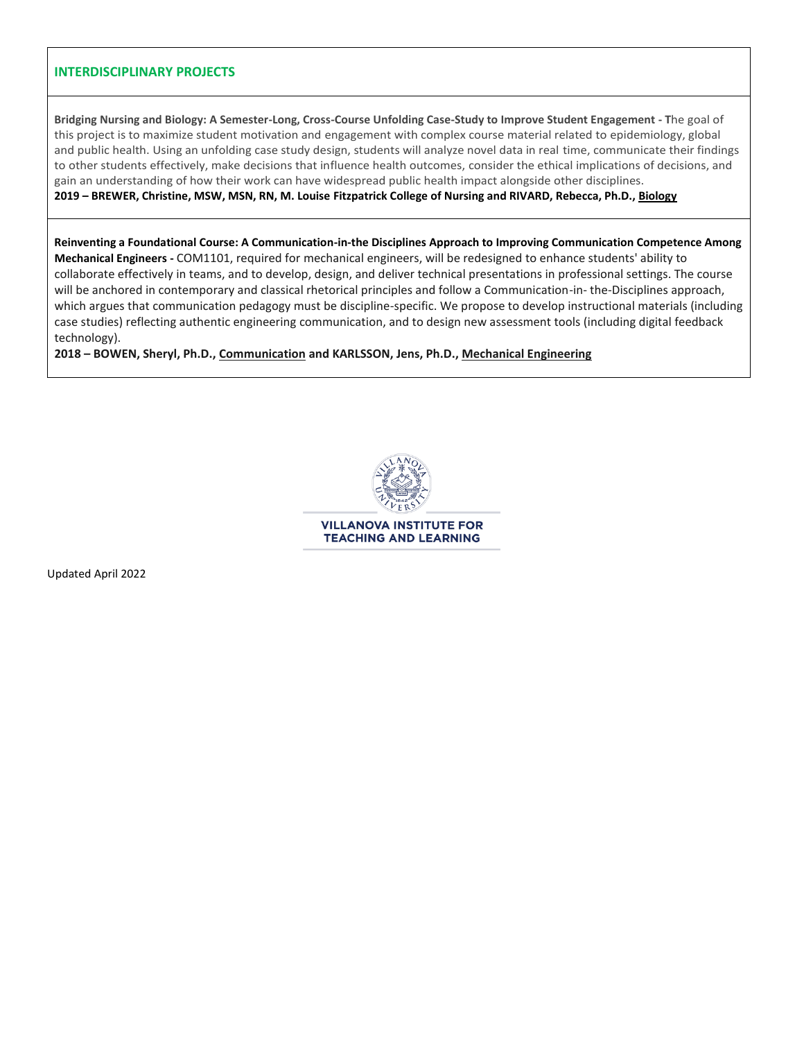## INTERDISCIPLINARY PROJECTS

**Bridging Nursing and Biology: A Semester-Long, Cross-Course Unfolding Case-Study to Improve Student Engagement - T**he goal of this project is to maximize student motivation and engagement with complex course material related to epidemiology, global and public health. Using an unfolding case study design, students will analyze novel data in real time, communicate their findings to other students effectively, make decisions that influence health outcomes, consider the ethical implications of decisions, and gain an understanding of how their work can have widespread public health impact alongside other disciplines.

**2019 – BREWER, Christine, MSW, MSN, RN, M. Louise Fitzpatrick College of Nursing and RIVARD, Rebecca, Ph.D., Biology**

**Reinventing a Foundational Course: A Communication-in-the Disciplines Approach to Improving Communication Competence Among Mechanical Engineers -** COM1101, required for mechanical engineers, will be redesigned to enhance students' ability to collaborate effectively in teams, and to develop, design, and deliver technical presentations in professional settings. The course will be anchored in contemporary and classical rhetorical principles and follow a Communication-in- the-Disciplines approach, which argues that communication pedagogy must be discipline-specific. We propose to develop instructional materials (including case studies) reflecting authentic engineering communication, and to design new assessment tools (including digital feedback technology).

**2018 – BOWEN, Sheryl, Ph.D., Communication and KARLSSON, Jens, Ph.D., Mechanical Engineering**

VILLANOVA INSTITUTE FOR TEACHING AND LEARNING

Updated April 2022